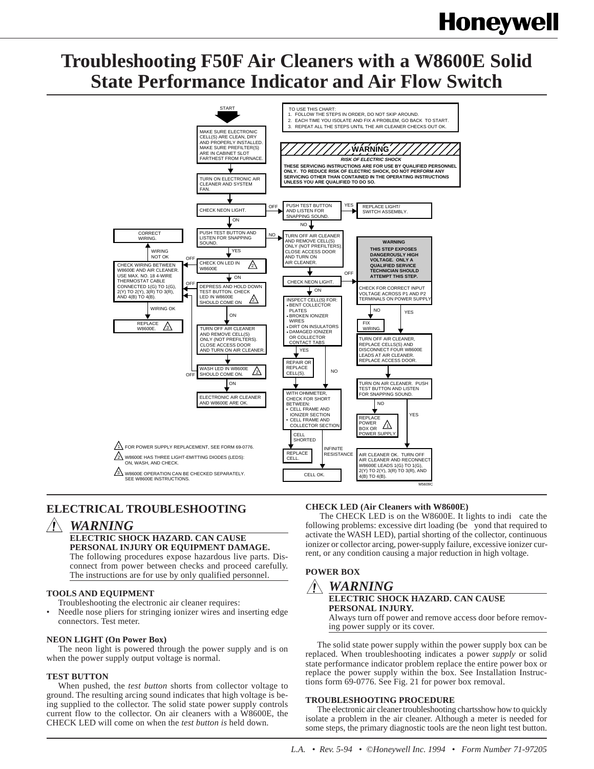# Troubleshooting F50F Air Cleaners with a W8600E Solid State Performance Indicator and Air Flow Switch

TO USE THIS CHART:
1. FOLLOW THE STEPS IN ORDER, DO NOT SKIP AROUND.
2. EACH TIME YOU ISOLATE AND FIX A PROBLEM, GO BACK TO START.
3. REPEAT ALL THE STEPS UNTIL THE AIR CLEANER CHECKS OUT OK.

**WARNING**
*RISK OF ELECTRIC SHOCK*
**THESE SERVICING INSTRUCTIONS ARE FOR USE BY QUALIFIED PERSONNEL ONLY. TO REDUCE RISK OF ELECTRIC SHOCK, DO NOT PERFORM ANY SERVICING OTHER THAN CONTAINED IN THE OPERATING INSTRUCTIONS UNLESS YOU ARE QUALIFIED TO DO SO.**

START

- MAKE SURE ELECTRONIC CELL(S) ARE CLEAN, DRY AND PROPERLY INSTALLED. MAKE SURE PREFILTER(S) ARE IN CABINET SLOT FARTHEST FROM FURNACE.
- TURN ON ELECTRONIC AIR CLEANER AND SYSTEM FAN.
- CHECK NEON LIGHT.
  - OFF → PUSH TEST BUTTON AND LISTEN FOR SNAPPING SOUND.
    - YES → REPLACE LIGHT/SWITCH ASSEMBLY.
    - NO → TURN OFF AIR CLEANER AND REMOVE CELL(S) ONLY (NOT PREFILTERS). CLOSE ACCESS DOOR AND TURN ON AIR CLEANER.
  - ON → PUSH TEST BUTTON AND LISTEN FOR SNAPPING SOUND.
    - NO → TURN OFF AIR CLEANER AND REMOVE CELL(S) ONLY (NOT PREFILTERS). CLOSE ACCESS DOOR AND TURN ON AIR CLEANER.
    - YES → CHECK ON LED IN W8600E (2)
      - OFF → CHECK WIRING BETWEEN W8600E AND AIR CLEANER. USE MAX. NO. 18 4-WIRE THERMOSTAT CABLE CONNECTED 1(G) TO 1(G), 2(Y) TO 2(Y), 3(R) TO 3(R), AND 4(B) TO 4(B).
        - WIRING NOT OK → CORRECT WIRING.
        - WIRING OK → REPLACE W8600E. (3)
      - ON → DEPRESS AND HOLD DOWN TEST BUTTON. CHECK LED IN W8600E SHOULD COME ON (2)
        - OFF → CHECK WIRING BETWEEN W8600E AND AIR CLEANER.
        - ON → TURN OFF AIR CLEANER AND REMOVE CELL(S) ONLY (NOT PREFILTERS). CLOSE ACCESS DOOR AND TURN ON AIR CLEANER.
          - WASH LED IN W8600E SHOULD COME ON. (2)
            - OFF → CHECK WIRING BETWEEN W8600E AND AIR CLEANER.
            - ON → ELECTRONIC AIR CLEANER AND W8600E ARE OK.

After TURN OFF AIR CLEANER AND REMOVE CELL(S) ONLY (NOT PREFILTERS)... → CHECK NEON LIGHT.
- ON → INSPECT CELL(S) FOR:
  - BENT COLLECTOR PLATES
  - BROKEN IONIZER WIRES
  - DIRT ON INSULATORS
  - DAMAGED IONIZER OR COLLECTOR CONTACT TABS
  - YES → REPAIR OR REPLACE CELL(S).
  - NO → WITH OHMMETER, CHECK FOR SHORT BETWEEN:
    - CELL FRAME AND IONIZER SECTION
    - CELL FRAME AND COLLECTOR SECTION
    - CELL SHORTED → REPLACE CELL.
    - INFINITE RESISTANCE → CELL OK.
- OFF → **WARNING: THIS STEP EXPOSES DANGEROUSLY HIGH VOLTAGE. ONLY A QUALIFIED SERVICE TECHNICIAN SHOULD ATTEMPT THIS STEP.** CHECK FOR CORRECT INPUT VOLTAGE ACROSS P1 AND P2 TERMINALS ON POWER SUPPLY
  - NO → FIX WIRING.
  - YES → TURN OFF AIR CLEANER, REPLACE CELLS(S) AND DISCONNECT FOUR W8600E LEADS AT AIR CLEANER. REPLACE ACCESS DOOR.
    - TURN ON AIR CLEANER. PUSH TEST BUTTON AND LISTEN FOR SNAPPING SOUND.
      - NO → REPLACE POWER BOX OR POWER SUPPLY. (1)
      - YES → AIR CLEANER OK. TURN OFF AIR CLEANER AND RECONNECT W8600E LEADS 1(G) TO 1(G), 2(Y) TO 2(Y), 3(R) TO 3(R), AND 4(B) TO 4(B).

(1) FOR POWER SUPPLY REPLACEMENT, SEE FORM 69-0776.

(2) W8600E HAS THREE LIGHT-EMITTING DIODES (LEDS): ON, WASH, AND CHECK.

(3) W8600E OPERATION CAN BE CHECKED SEPARATELY. SEE W8600E INSTRUCTIONS.

M5609C

## ELECTRICAL TROUBLESHOOTING

### ⚠ *WARNING*

**ELECTRIC SHOCK HAZARD. CAN CAUSE PERSONAL INJURY OR EQUIPMENT DAMAGE.**
The following procedures expose hazardous live parts. Disconnect from power between checks and proceed carefully. The instructions are for use by only qualified personnel.

### TOOLS AND EQUIPMENT

Troubleshooting the electronic air cleaner requires:

- Needle nose pliers for stringing ionizer wires and inserting edge connectors. Test meter.

### NEON LIGHT (On Power Box)

The neon light is powered through the power supply and is on when the power supply output voltage is normal.

### TEST BUTTON

When pushed, the *test button* shorts from collector voltage to ground. The resulting arcing sound indicates that high voltage is being supplied to the collector. The solid state power supply controls current flow to the collector. On air cleaners with a W8600E, the CHECK LED will come on when the *test button is* held down.

### CHECK LED (Air Cleaners with W8600E)

The CHECK LED is on the W8600E. It lights to indicate the following problems: excessive dirt loading (beyond that required to activate the WASH LED), partial shorting of the collector, continuous ionizer or collector arcing, power-supply failure, excessive ionizer current, or any condition causing a major reduction in high voltage.

### POWER BOX

### ⚠ *WARNING*

**ELECTRIC SHOCK HAZARD. CAN CAUSE PERSONAL INJURY.**
Always turn off power and remove access door before removing power supply or its cover.

The solid state power supply within the power supply box can be replaced. When troubleshooting indicates a power *supply* or solid state performance indicator problem replace the entire power box or replace the power supply within the box. See Installation Instructions form 69-0776. See Fig. 21 for power box removal.

### TROUBLESHOOTING PROCEDURE

The electronic air cleaner troubleshooting chartsshow how to quickly isolate a problem in the air cleaner. Although a meter is needed for some steps, the primary diagnostic tools are the neon light test button.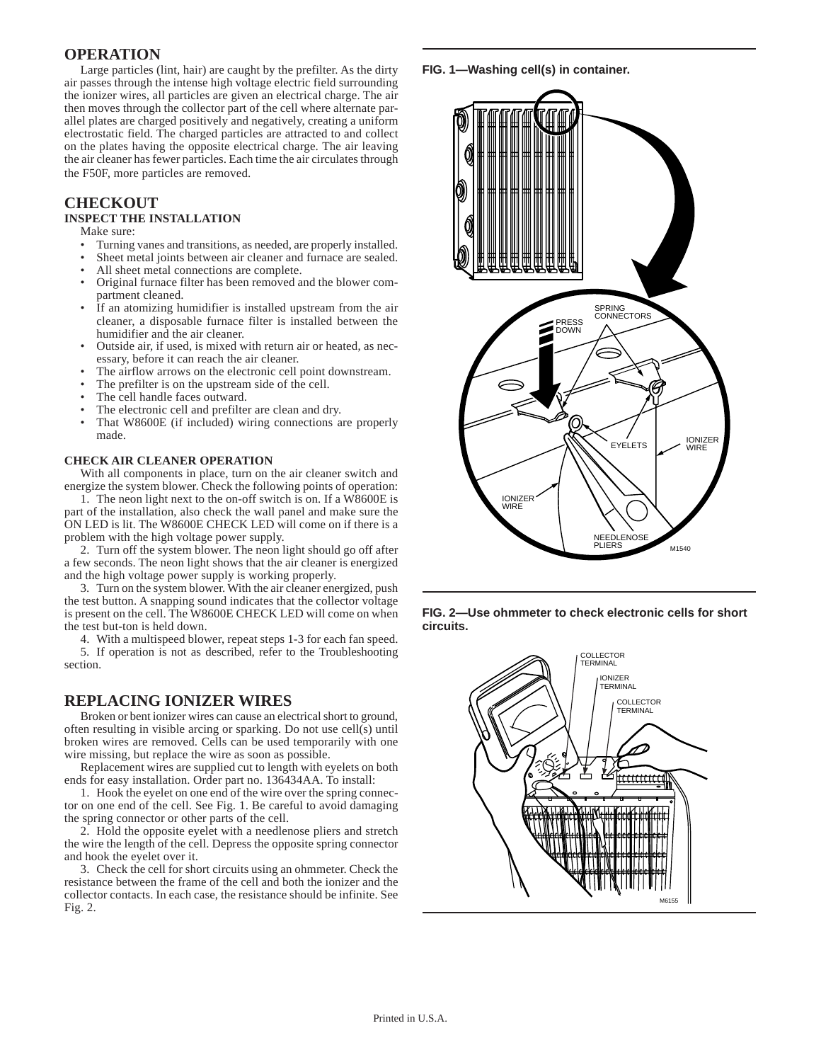## OPERATION

Large particles (lint, hair) are caught by the prefilter. As the dirty air passes through the intense high voltage electric field surrounding the ionizer wires, all particles are given an electrical charge. The air then moves through the collector part of the cell where alternate parallel plates are charged positively and negatively, creating a uniform electrostatic field. The charged particles are attracted to and collect on the plates having the opposite electrical charge. The air leaving the air cleaner has fewer particles. Each time the air circulates through the F50F, more particles are removed.

## CHECKOUT

### INSPECT THE INSTALLATION

Make sure:

- Turning vanes and transitions, as needed, are properly installed.
- Sheet metal joints between air cleaner and furnace are sealed.
- All sheet metal connections are complete.
- Original furnace filter has been removed and the blower compartment cleaned.
- If an atomizing humidifier is installed upstream from the air cleaner, a disposable furnace filter is installed between the humidifier and the air cleaner.
- Outside air, if used, is mixed with return air or heated, as necessary, before it can reach the air cleaner.
- The airflow arrows on the electronic cell point downstream.
- The prefilter is on the upstream side of the cell.
- The cell handle faces outward.
- The electronic cell and prefilter are clean and dry.
- That W8600E (if included) wiring connections are properly made.

### CHECK AIR CLEANER OPERATION

With all components in place, turn on the air cleaner switch and energize the system blower. Check the following points of operation:

1. The neon light next to the on-off switch is on. If a W8600E is part of the installation, also check the wall panel and make sure the ON LED is lit. The W8600E CHECK LED will come on if there is a problem with the high voltage power supply.
2. Turn off the system blower. The neon light should go off after a few seconds. The neon light shows that the air cleaner is energized and the high voltage power supply is working properly.
3. Turn on the system blower. With the air cleaner energized, push the test button. A snapping sound indicates that the collector voltage is present on the cell. The W8600E CHECK LED will come on when the test but-ton is held down.
4. With a multispeed blower, repeat steps 1-3 for each fan speed.
5. If operation is not as described, refer to the Troubleshooting section.

## REPLACING IONIZER WIRES

Broken or bent ionizer wires can cause an electrical short to ground, often resulting in visible arcing or sparking. Do not use cell(s) until broken wires are removed. Cells can be used temporarily with one wire missing, but replace the wire as soon as possible.

Replacement wires are supplied cut to length with eyelets on both ends for easy installation. Order part no. 136434AA. To install:

1. Hook the eyelet on one end of the wire over the spring connector on one end of the cell. See Fig. 1. Be careful to avoid damaging the spring connector or other parts of the cell.
2. Hold the opposite eyelet with a needlenose pliers and stretch the wire the length of the cell. Depress the opposite spring connector and hook the eyelet over it.
3. Check the cell for short circuits using an ohmmeter. Check the resistance between the frame of the cell and both the ionizer and the collector contacts. In each case, the resistance should be infinite. See Fig. 2.

**FIG. 1—Washing cell(s) in container.**

SPRING CONNECTORS
PRESS DOWN
EYELETS
IONIZER WIRE
IONIZER WIRE
NEEDLENOSE PLIERS
M1540

**FIG. 2—Use ohmmeter to check electronic cells for short circuits.**

COLLECTOR TERMINAL
IONIZER TERMINAL
COLLECTOR TERMINAL
M6155